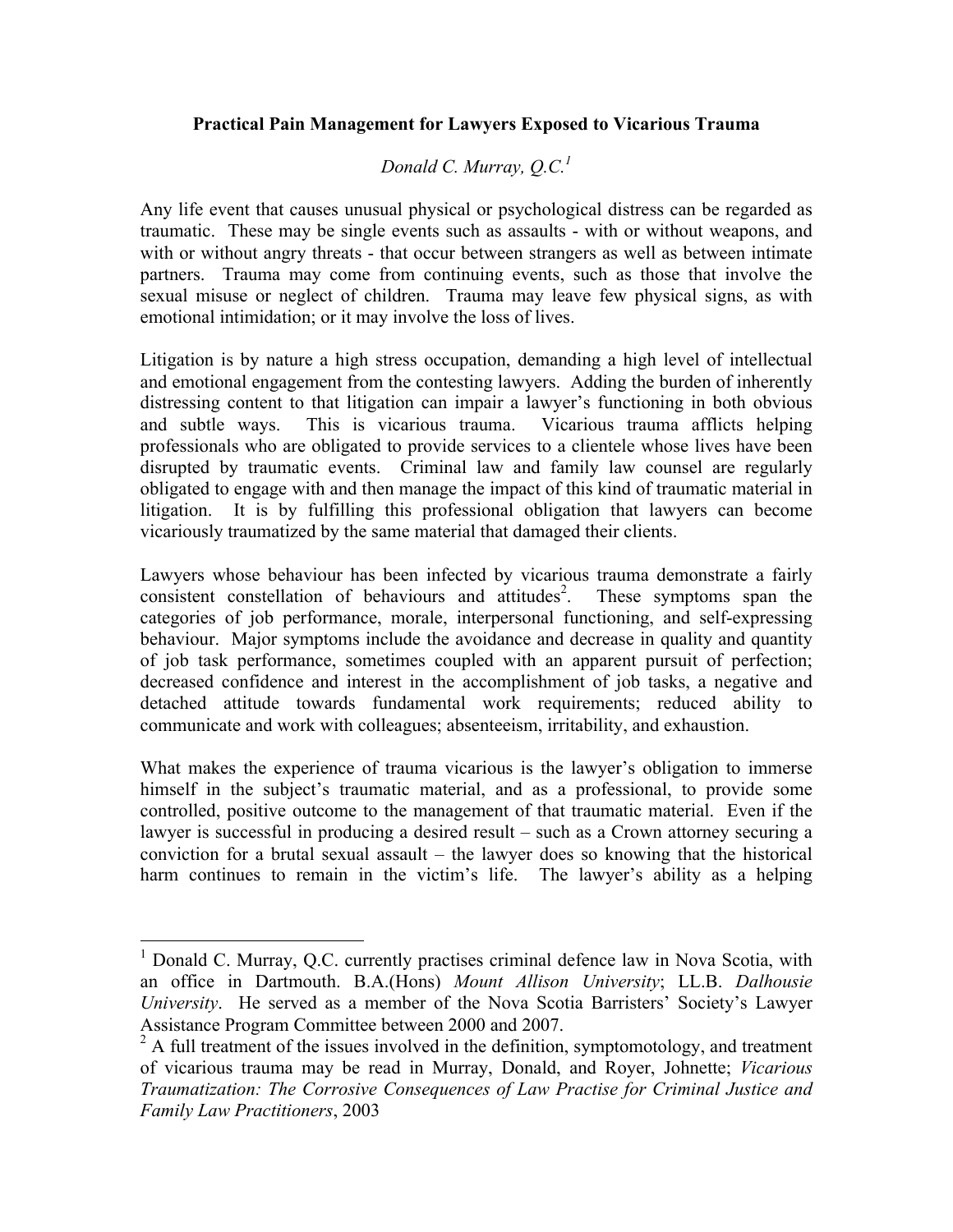**Practical Pain Management for Lawyers Exposed to Vicarious Trauma**

*Donald C. Murray, Q.C.*[1]

Any life event that causes unusual physical or psychological distress can be regarded as traumatic. These may be single events such as assaults - with or without weapons, and with or without angry threats - that occur between strangers as well as between intimate partners. Trauma may come from continuing events, such as those that involve the sexual misuse or neglect of children. Trauma may leave few physical signs, as with emotional intimidation; or it may involve the loss of lives.

Litigation is by nature a high stress occupation, demanding a high level of intellectual and emotional engagement from the contesting lawyers. Adding the burden of inherently distressing content to that litigation can impair a lawyer's functioning in both obvious and subtle ways. This is vicarious trauma. Vicarious trauma afflicts helping professionals who are obligated to provide services to a clientele whose lives have been disrupted by traumatic events. Criminal law and family law counsel are regularly obligated to engage with and then manage the impact of this kind of traumatic material in litigation. It is by fulfilling this professional obligation that lawyers can become vicariously traumatized by the same material that damaged their clients.

Lawyers whose behaviour has been infected by vicarious trauma demonstrate a fairly consistent constellation of behaviours and attitudes[2]. These symptoms span the categories of job performance, morale, interpersonal functioning, and self-expressing behaviour. Major symptoms include the avoidance and decrease in quality and quantity of job task performance, sometimes coupled with an apparent pursuit of perfection; decreased confidence and interest in the accomplishment of job tasks, a negative and detached attitude towards fundamental work requirements; reduced ability to communicate and work with colleagues; absenteeism, irritability, and exhaustion.

What makes the experience of trauma vicarious is the lawyer's obligation to immerse himself in the subject's traumatic material, and as a professional, to provide some controlled, positive outcome to the management of that traumatic material. Even if the lawyer is successful in producing a desired result – such as a Crown attorney securing a conviction for a brutal sexual assault – the lawyer does so knowing that the historical harm continues to remain in the victim's life. The lawyer's ability as a helping

---

[1] Donald C. Murray, Q.C. currently practises criminal defence law in Nova Scotia, with an office in Dartmouth. B.A.(Hons) *Mount Allison University*; LL.B. *Dalhousie University*. He served as a member of the Nova Scotia Barristers' Society's Lawyer Assistance Program Committee between 2000 and 2007.

[2] A full treatment of the issues involved in the definition, symptomotology, and treatment of vicarious trauma may be read in Murray, Donald, and Royer, Johnette; *Vicarious Traumatization: The Corrosive Consequences of Law Practise for Criminal Justice and Family Law Practitioners*, 2003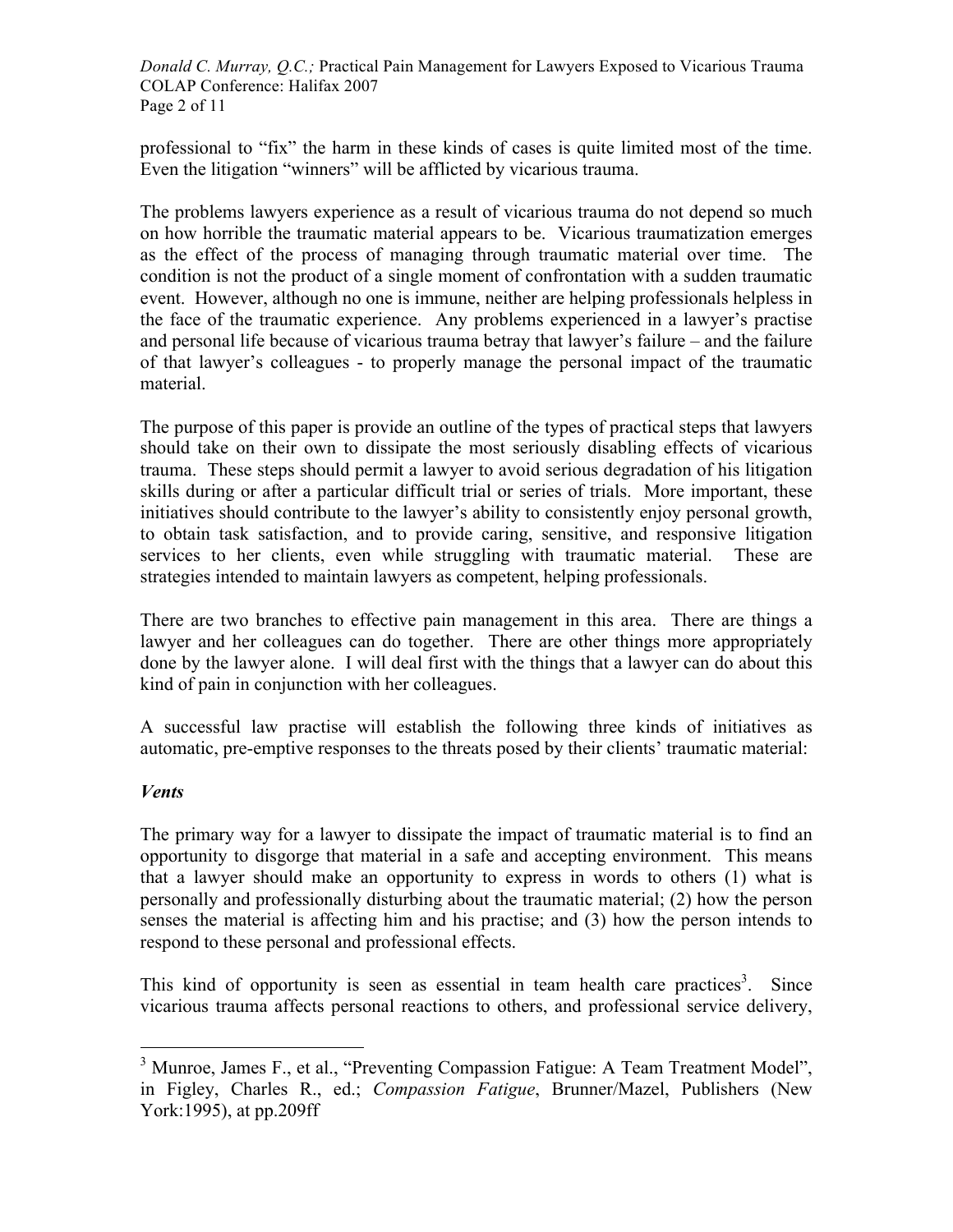professional to "fix" the harm in these kinds of cases is quite limited most of the time. Even the litigation "winners" will be afflicted by vicarious trauma.

The problems lawyers experience as a result of vicarious trauma do not depend so much on how horrible the traumatic material appears to be. Vicarious traumatization emerges as the effect of the process of managing through traumatic material over time. The condition is not the product of a single moment of confrontation with a sudden traumatic event. However, although no one is immune, neither are helping professionals helpless in the face of the traumatic experience. Any problems experienced in a lawyer's practise and personal life because of vicarious trauma betray that lawyer's failure – and the failure of that lawyer's colleagues - to properly manage the personal impact of the traumatic material.

The purpose of this paper is provide an outline of the types of practical steps that lawyers should take on their own to dissipate the most seriously disabling effects of vicarious trauma. These steps should permit a lawyer to avoid serious degradation of his litigation skills during or after a particular difficult trial or series of trials. More important, these initiatives should contribute to the lawyer's ability to consistently enjoy personal growth, to obtain task satisfaction, and to provide caring, sensitive, and responsive litigation services to her clients, even while struggling with traumatic material. These are strategies intended to maintain lawyers as competent, helping professionals.

There are two branches to effective pain management in this area. There are things a lawyer and her colleagues can do together. There are other things more appropriately done by the lawyer alone. I will deal first with the things that a lawyer can do about this kind of pain in conjunction with her colleagues.

A successful law practise will establish the following three kinds of initiatives as automatic, pre-emptive responses to the threats posed by their clients' traumatic material:

### ***Vents***

The primary way for a lawyer to dissipate the impact of traumatic material is to find an opportunity to disgorge that material in a safe and accepting environment. This means that a lawyer should make an opportunity to express in words to others (1) what is personally and professionally disturbing about the traumatic material; (2) how the person senses the material is affecting him and his practise; and (3) how the person intends to respond to these personal and professional effects.

This kind of opportunity is seen as essential in team health care practices[3]. Since vicarious trauma affects personal reactions to others, and professional service delivery,

---

[3] Munroe, James F., et al., "Preventing Compassion Fatigue: A Team Treatment Model", in Figley, Charles R., ed.; *Compassion Fatigue*, Brunner/Mazel, Publishers (New York:1995), at pp.209ff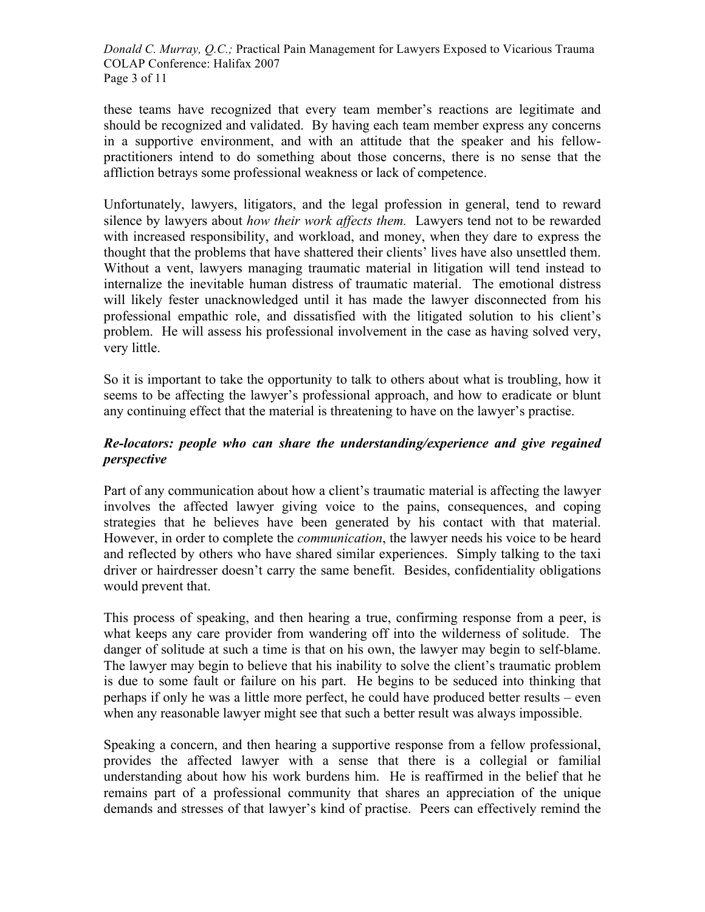these teams have recognized that every team member's reactions are legitimate and should be recognized and validated. By having each team member express any concerns in a supportive environment, and with an attitude that the speaker and his fellow-practitioners intend to do something about those concerns, there is no sense that the affliction betrays some professional weakness or lack of competence.

Unfortunately, lawyers, litigators, and the legal profession in general, tend to reward silence by lawyers about *how their work affects them.* Lawyers tend not to be rewarded with increased responsibility, and workload, and money, when they dare to express the thought that the problems that have shattered their clients' lives have also unsettled them. Without a vent, lawyers managing traumatic material in litigation will tend instead to internalize the inevitable human distress of traumatic material. The emotional distress will likely fester unacknowledged until it has made the lawyer disconnected from his professional empathic role, and dissatisfied with the litigated solution to his client's problem. He will assess his professional involvement in the case as having solved very, very little.

So it is important to take the opportunity to talk to others about what is troubling, how it seems to be affecting the lawyer's professional approach, and how to eradicate or blunt any continuing effect that the material is threatening to have on the lawyer's practise.

### *Re-locators: people who can share the understanding/experience and give regained perspective*

Part of any communication about how a client's traumatic material is affecting the lawyer involves the affected lawyer giving voice to the pains, consequences, and coping strategies that he believes have been generated by his contact with that material. However, in order to complete the *communication*, the lawyer needs his voice to be heard and reflected by others who have shared similar experiences. Simply talking to the taxi driver or hairdresser doesn't carry the same benefit. Besides, confidentiality obligations would prevent that.

This process of speaking, and then hearing a true, confirming response from a peer, is what keeps any care provider from wandering off into the wilderness of solitude. The danger of solitude at such a time is that on his own, the lawyer may begin to self-blame. The lawyer may begin to believe that his inability to solve the client's traumatic problem is due to some fault or failure on his part. He begins to be seduced into thinking that perhaps if only he was a little more perfect, he could have produced better results – even when any reasonable lawyer might see that such a better result was always impossible.

Speaking a concern, and then hearing a supportive response from a fellow professional, provides the affected lawyer with a sense that there is a collegial or familial understanding about how his work burdens him. He is reaffirmed in the belief that he remains part of a professional community that shares an appreciation of the unique demands and stresses of that lawyer's kind of practise. Peers can effectively remind the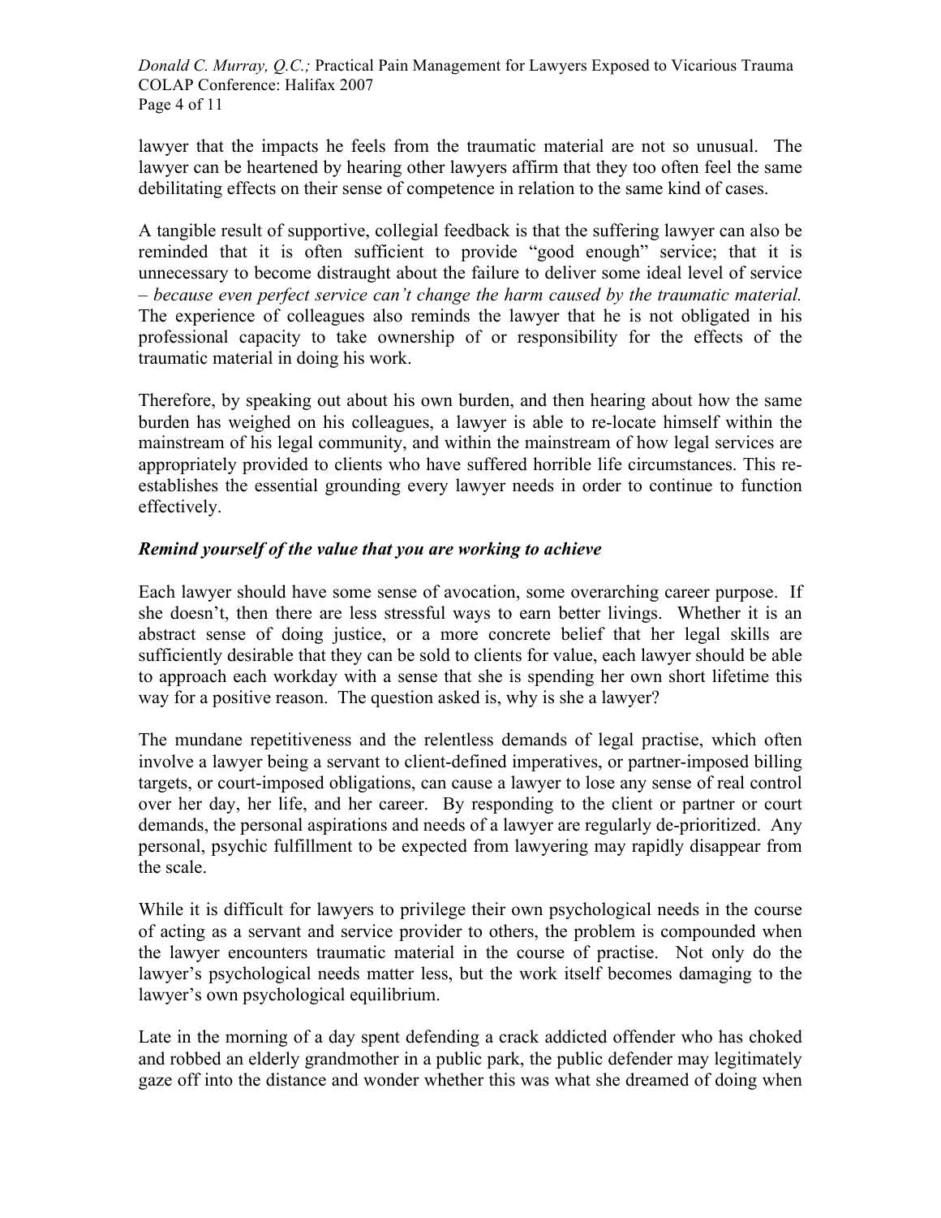lawyer that the impacts he feels from the traumatic material are not so unusual. The lawyer can be heartened by hearing other lawyers affirm that they too often feel the same debilitating effects on their sense of competence in relation to the same kind of cases.

A tangible result of supportive, collegial feedback is that the suffering lawyer can also be reminded that it is often sufficient to provide "good enough" service; that it is unnecessary to become distraught about the failure to deliver some ideal level of service – *because even perfect service can't change the harm caused by the traumatic material.* The experience of colleagues also reminds the lawyer that he is not obligated in his professional capacity to take ownership of or responsibility for the effects of the traumatic material in doing his work.

Therefore, by speaking out about his own burden, and then hearing about how the same burden has weighed on his colleagues, a lawyer is able to re-locate himself within the mainstream of his legal community, and within the mainstream of how legal services are appropriately provided to clients who have suffered horrible life circumstances. This re-establishes the essential grounding every lawyer needs in order to continue to function effectively.

### *Remind yourself of the value that you are working to achieve*

Each lawyer should have some sense of avocation, some overarching career purpose. If she doesn't, then there are less stressful ways to earn better livings. Whether it is an abstract sense of doing justice, or a more concrete belief that her legal skills are sufficiently desirable that they can be sold to clients for value, each lawyer should be able to approach each workday with a sense that she is spending her own short lifetime this way for a positive reason. The question asked is, why is she a lawyer?

The mundane repetitiveness and the relentless demands of legal practise, which often involve a lawyer being a servant to client-defined imperatives, or partner-imposed billing targets, or court-imposed obligations, can cause a lawyer to lose any sense of real control over her day, her life, and her career. By responding to the client or partner or court demands, the personal aspirations and needs of a lawyer are regularly de-prioritized. Any personal, psychic fulfillment to be expected from lawyering may rapidly disappear from the scale.

While it is difficult for lawyers to privilege their own psychological needs in the course of acting as a servant and service provider to others, the problem is compounded when the lawyer encounters traumatic material in the course of practise. Not only do the lawyer's psychological needs matter less, but the work itself becomes damaging to the lawyer's own psychological equilibrium.

Late in the morning of a day spent defending a crack addicted offender who has choked and robbed an elderly grandmother in a public park, the public defender may legitimately gaze off into the distance and wonder whether this was what she dreamed of doing when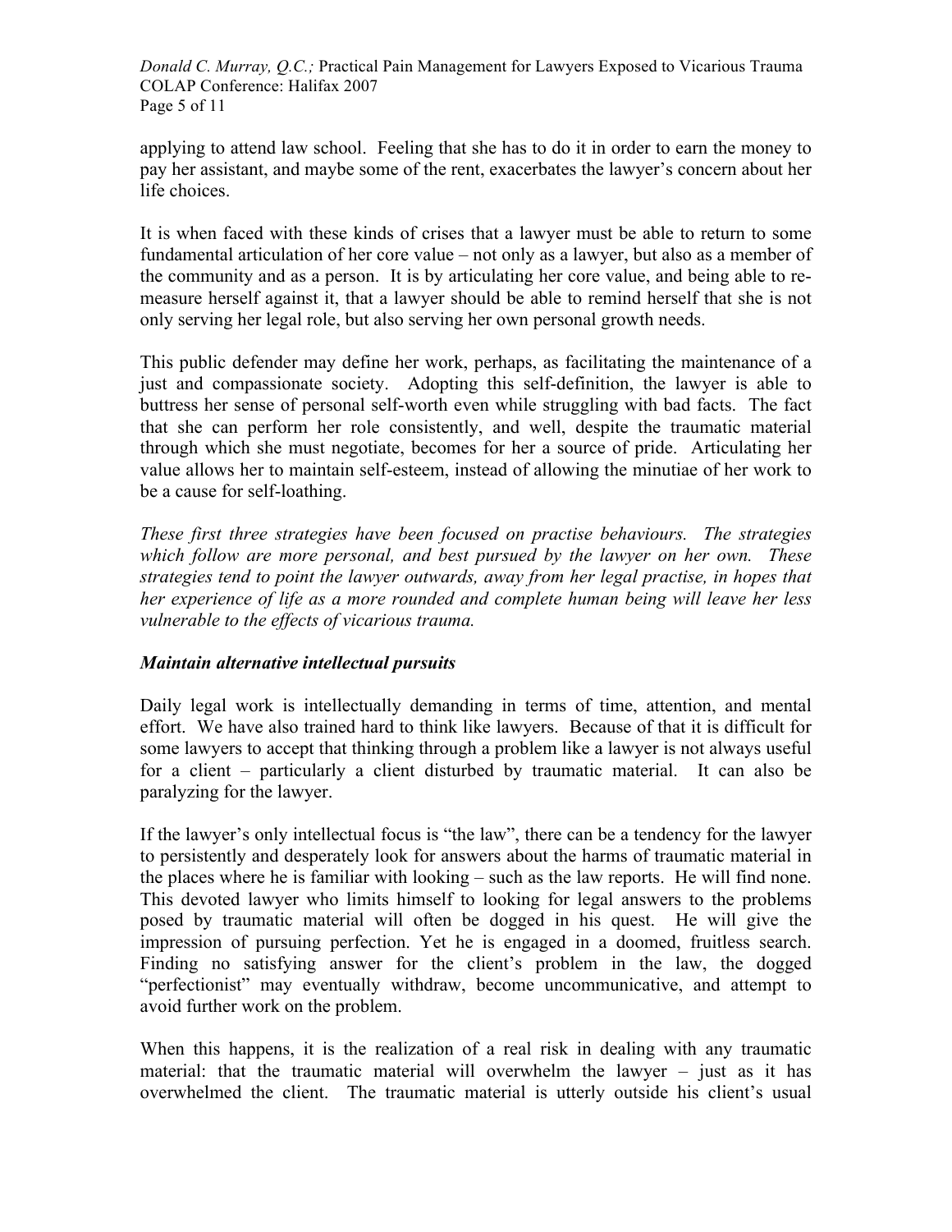applying to attend law school. Feeling that she has to do it in order to earn the money to pay her assistant, and maybe some of the rent, exacerbates the lawyer's concern about her life choices.

It is when faced with these kinds of crises that a lawyer must be able to return to some fundamental articulation of her core value – not only as a lawyer, but also as a member of the community and as a person. It is by articulating her core value, and being able to re-measure herself against it, that a lawyer should be able to remind herself that she is not only serving her legal role, but also serving her own personal growth needs.

This public defender may define her work, perhaps, as facilitating the maintenance of a just and compassionate society. Adopting this self-definition, the lawyer is able to buttress her sense of personal self-worth even while struggling with bad facts. The fact that she can perform her role consistently, and well, despite the traumatic material through which she must negotiate, becomes for her a source of pride. Articulating her value allows her to maintain self-esteem, instead of allowing the minutiae of her work to be a cause for self-loathing.

*These first three strategies have been focused on practise behaviours. The strategies which follow are more personal, and best pursued by the lawyer on her own. These strategies tend to point the lawyer outwards, away from her legal practise, in hopes that her experience of life as a more rounded and complete human being will leave her less vulnerable to the effects of vicarious trauma.*

### *Maintain alternative intellectual pursuits*

Daily legal work is intellectually demanding in terms of time, attention, and mental effort. We have also trained hard to think like lawyers. Because of that it is difficult for some lawyers to accept that thinking through a problem like a lawyer is not always useful for a client – particularly a client disturbed by traumatic material. It can also be paralyzing for the lawyer.

If the lawyer's only intellectual focus is "the law", there can be a tendency for the lawyer to persistently and desperately look for answers about the harms of traumatic material in the places where he is familiar with looking – such as the law reports. He will find none. This devoted lawyer who limits himself to looking for legal answers to the problems posed by traumatic material will often be dogged in his quest. He will give the impression of pursuing perfection. Yet he is engaged in a doomed, fruitless search. Finding no satisfying answer for the client's problem in the law, the dogged "perfectionist" may eventually withdraw, become uncommunicative, and attempt to avoid further work on the problem.

When this happens, it is the realization of a real risk in dealing with any traumatic material: that the traumatic material will overwhelm the lawyer – just as it has overwhelmed the client. The traumatic material is utterly outside his client's usual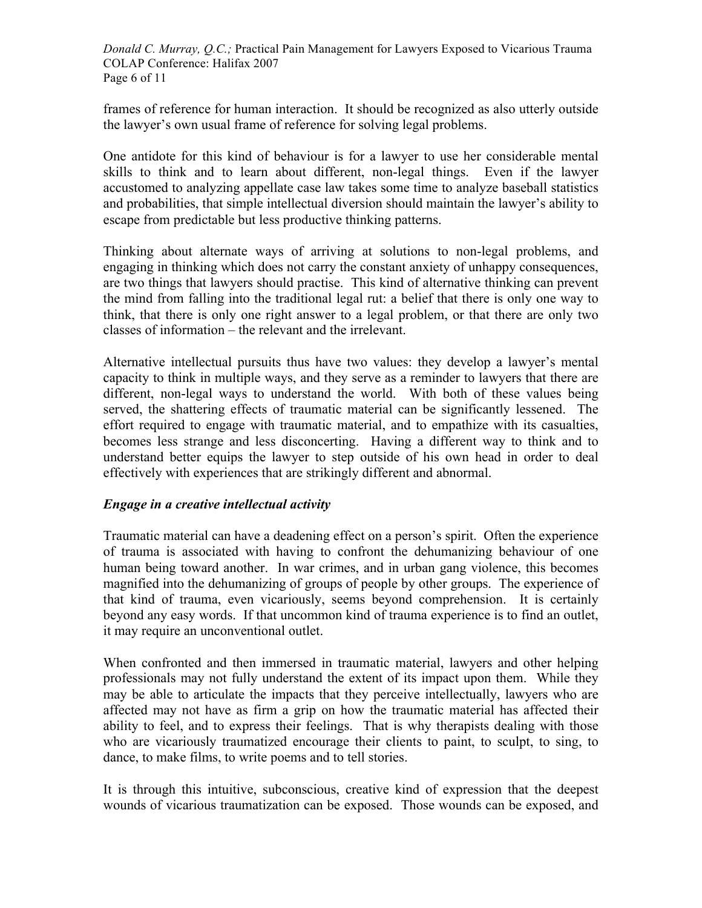frames of reference for human interaction. It should be recognized as also utterly outside the lawyer's own usual frame of reference for solving legal problems.

One antidote for this kind of behaviour is for a lawyer to use her considerable mental skills to think and to learn about different, non-legal things. Even if the lawyer accustomed to analyzing appellate case law takes some time to analyze baseball statistics and probabilities, that simple intellectual diversion should maintain the lawyer's ability to escape from predictable but less productive thinking patterns.

Thinking about alternate ways of arriving at solutions to non-legal problems, and engaging in thinking which does not carry the constant anxiety of unhappy consequences, are two things that lawyers should practise. This kind of alternative thinking can prevent the mind from falling into the traditional legal rut: a belief that there is only one way to think, that there is only one right answer to a legal problem, or that there are only two classes of information – the relevant and the irrelevant.

Alternative intellectual pursuits thus have two values: they develop a lawyer's mental capacity to think in multiple ways, and they serve as a reminder to lawyers that there are different, non-legal ways to understand the world. With both of these values being served, the shattering effects of traumatic material can be significantly lessened. The effort required to engage with traumatic material, and to empathize with its casualties, becomes less strange and less disconcerting. Having a different way to think and to understand better equips the lawyer to step outside of his own head in order to deal effectively with experiences that are strikingly different and abnormal.

***Engage in a creative intellectual activity***

Traumatic material can have a deadening effect on a person's spirit. Often the experience of trauma is associated with having to confront the dehumanizing behaviour of one human being toward another. In war crimes, and in urban gang violence, this becomes magnified into the dehumanizing of groups of people by other groups. The experience of that kind of trauma, even vicariously, seems beyond comprehension. It is certainly beyond any easy words. If that uncommon kind of trauma experience is to find an outlet, it may require an unconventional outlet.

When confronted and then immersed in traumatic material, lawyers and other helping professionals may not fully understand the extent of its impact upon them. While they may be able to articulate the impacts that they perceive intellectually, lawyers who are affected may not have as firm a grip on how the traumatic material has affected their ability to feel, and to express their feelings. That is why therapists dealing with those who are vicariously traumatized encourage their clients to paint, to sculpt, to sing, to dance, to make films, to write poems and to tell stories.

It is through this intuitive, subconscious, creative kind of expression that the deepest wounds of vicarious traumatization can be exposed. Those wounds can be exposed, and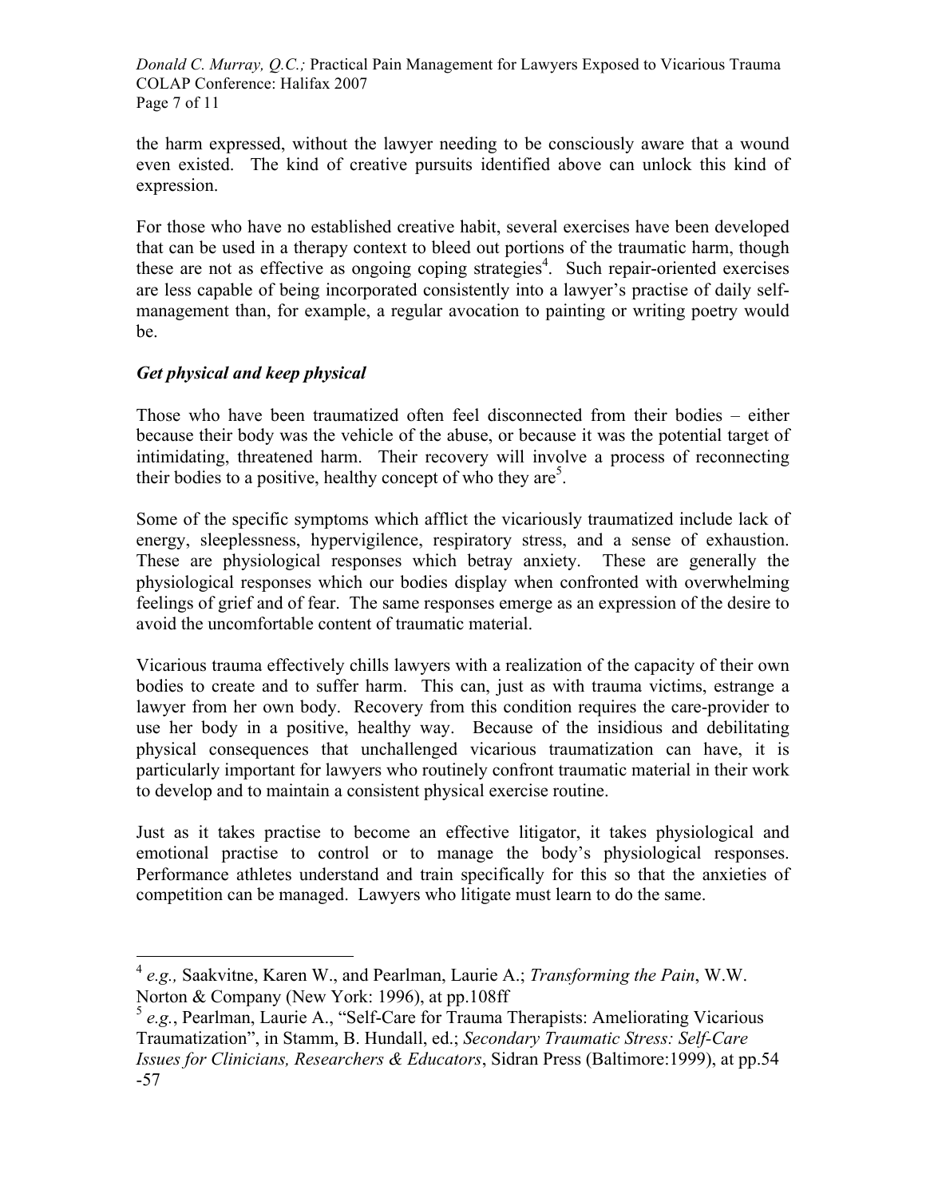the harm expressed, without the lawyer needing to be consciously aware that a wound even existed. The kind of creative pursuits identified above can unlock this kind of expression.

For those who have no established creative habit, several exercises have been developed that can be used in a therapy context to bleed out portions of the traumatic harm, though these are not as effective as ongoing coping strategies[4]. Such repair-oriented exercises are less capable of being incorporated consistently into a lawyer's practise of daily self-management than, for example, a regular avocation to painting or writing poetry would be.

### *Get physical and keep physical*

Those who have been traumatized often feel disconnected from their bodies – either because their body was the vehicle of the abuse, or because it was the potential target of intimidating, threatened harm. Their recovery will involve a process of reconnecting their bodies to a positive, healthy concept of who they are[5].

Some of the specific symptoms which afflict the vicariously traumatized include lack of energy, sleeplessness, hypervigilence, respiratory stress, and a sense of exhaustion. These are physiological responses which betray anxiety. These are generally the physiological responses which our bodies display when confronted with overwhelming feelings of grief and of fear. The same responses emerge as an expression of the desire to avoid the uncomfortable content of traumatic material.

Vicarious trauma effectively chills lawyers with a realization of the capacity of their own bodies to create and to suffer harm. This can, just as with trauma victims, estrange a lawyer from her own body. Recovery from this condition requires the care-provider to use her body in a positive, healthy way. Because of the insidious and debilitating physical consequences that unchallenged vicarious traumatization can have, it is particularly important for lawyers who routinely confront traumatic material in their work to develop and to maintain a consistent physical exercise routine.

Just as it takes practise to become an effective litigator, it takes physiological and emotional practise to control or to manage the body's physiological responses. Performance athletes understand and train specifically for this so that the anxieties of competition can be managed. Lawyers who litigate must learn to do the same.

---

[4] *e.g.,* Saakvitne, Karen W., and Pearlman, Laurie A.; *Transforming the Pain*, W.W. Norton & Company (New York: 1996), at pp.108ff

[5] *e.g.*, Pearlman, Laurie A., "Self-Care for Trauma Therapists: Ameliorating Vicarious Traumatization", in Stamm, B. Hundall, ed.; *Secondary Traumatic Stress: Self-Care Issues for Clinicians, Researchers & Educators*, Sidran Press (Baltimore:1999), at pp.54 -57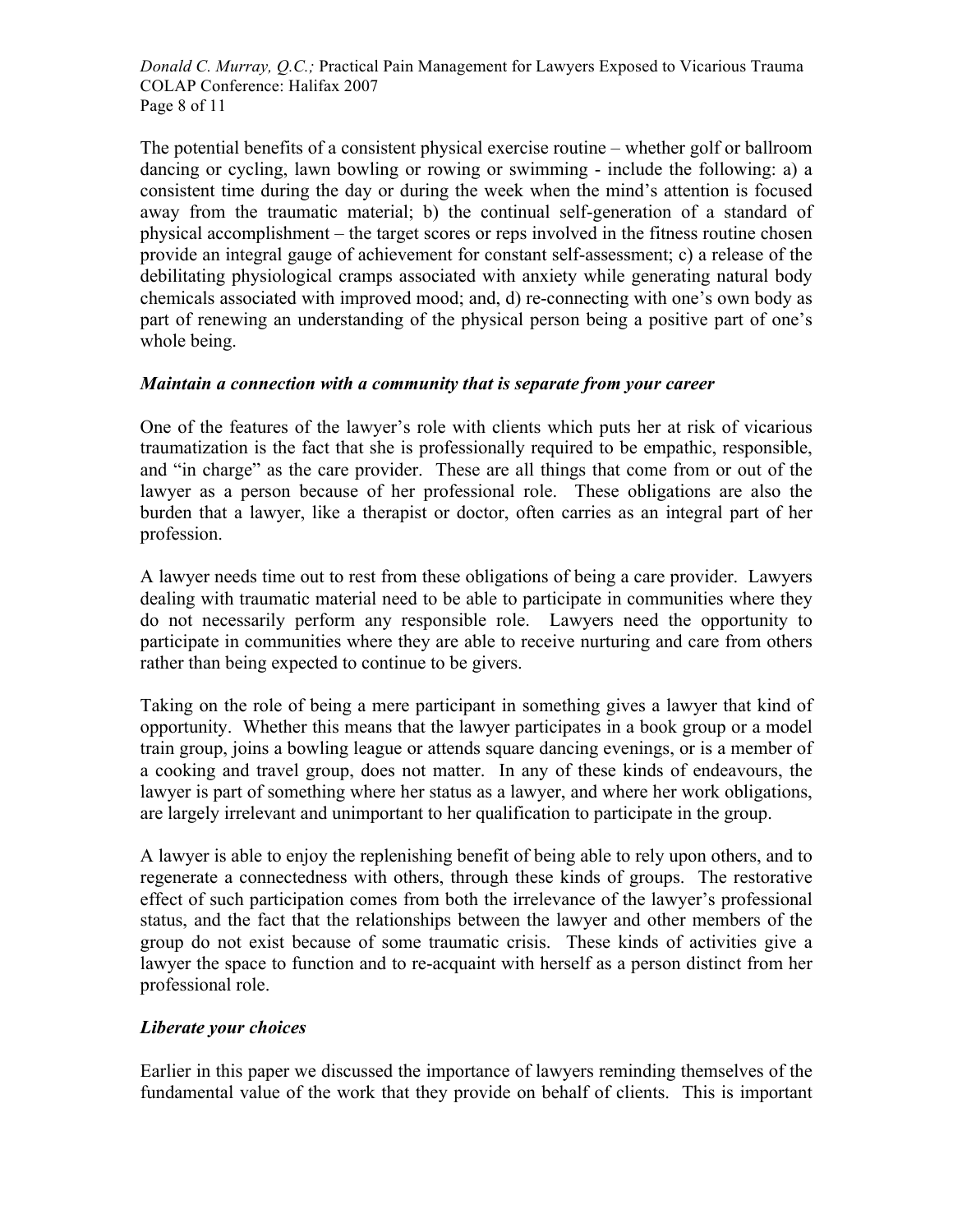The potential benefits of a consistent physical exercise routine – whether golf or ballroom dancing or cycling, lawn bowling or rowing or swimming - include the following: a) a consistent time during the day or during the week when the mind's attention is focused away from the traumatic material; b) the continual self-generation of a standard of physical accomplishment – the target scores or reps involved in the fitness routine chosen provide an integral gauge of achievement for constant self-assessment; c) a release of the debilitating physiological cramps associated with anxiety while generating natural body chemicals associated with improved mood; and, d) re-connecting with one's own body as part of renewing an understanding of the physical person being a positive part of one's whole being.

***Maintain a connection with a community that is separate from your career***

One of the features of the lawyer's role with clients which puts her at risk of vicarious traumatization is the fact that she is professionally required to be empathic, responsible, and "in charge" as the care provider. These are all things that come from or out of the lawyer as a person because of her professional role. These obligations are also the burden that a lawyer, like a therapist or doctor, often carries as an integral part of her profession.

A lawyer needs time out to rest from these obligations of being a care provider. Lawyers dealing with traumatic material need to be able to participate in communities where they do not necessarily perform any responsible role. Lawyers need the opportunity to participate in communities where they are able to receive nurturing and care from others rather than being expected to continue to be givers.

Taking on the role of being a mere participant in something gives a lawyer that kind of opportunity. Whether this means that the lawyer participates in a book group or a model train group, joins a bowling league or attends square dancing evenings, or is a member of a cooking and travel group, does not matter. In any of these kinds of endeavours, the lawyer is part of something where her status as a lawyer, and where her work obligations, are largely irrelevant and unimportant to her qualification to participate in the group.

A lawyer is able to enjoy the replenishing benefit of being able to rely upon others, and to regenerate a connectedness with others, through these kinds of groups. The restorative effect of such participation comes from both the irrelevance of the lawyer's professional status, and the fact that the relationships between the lawyer and other members of the group do not exist because of some traumatic crisis. These kinds of activities give a lawyer the space to function and to re-acquaint with herself as a person distinct from her professional role.

***Liberate your choices***

Earlier in this paper we discussed the importance of lawyers reminding themselves of the fundamental value of the work that they provide on behalf of clients. This is important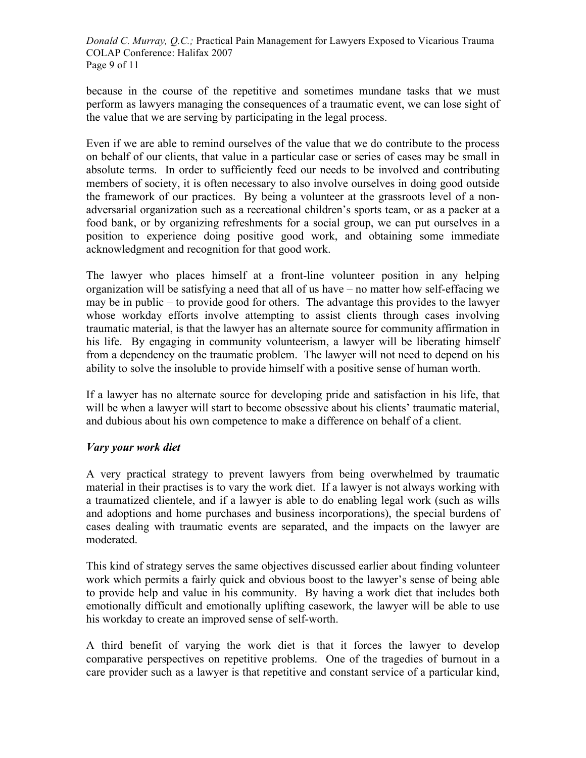because in the course of the repetitive and sometimes mundane tasks that we must perform as lawyers managing the consequences of a traumatic event, we can lose sight of the value that we are serving by participating in the legal process.

Even if we are able to remind ourselves of the value that we do contribute to the process on behalf of our clients, that value in a particular case or series of cases may be small in absolute terms. In order to sufficiently feed our needs to be involved and contributing members of society, it is often necessary to also involve ourselves in doing good outside the framework of our practices. By being a volunteer at the grassroots level of a non-adversarial organization such as a recreational children's sports team, or as a packer at a food bank, or by organizing refreshments for a social group, we can put ourselves in a position to experience doing positive good work, and obtaining some immediate acknowledgment and recognition for that good work.

The lawyer who places himself at a front-line volunteer position in any helping organization will be satisfying a need that all of us have – no matter how self-effacing we may be in public – to provide good for others. The advantage this provides to the lawyer whose workday efforts involve attempting to assist clients through cases involving traumatic material, is that the lawyer has an alternate source for community affirmation in his life. By engaging in community volunteerism, a lawyer will be liberating himself from a dependency on the traumatic problem. The lawyer will not need to depend on his ability to solve the insoluble to provide himself with a positive sense of human worth.

If a lawyer has no alternate source for developing pride and satisfaction in his life, that will be when a lawyer will start to become obsessive about his clients' traumatic material, and dubious about his own competence to make a difference on behalf of a client.

### *Vary your work diet*

A very practical strategy to prevent lawyers from being overwhelmed by traumatic material in their practises is to vary the work diet. If a lawyer is not always working with a traumatized clientele, and if a lawyer is able to do enabling legal work (such as wills and adoptions and home purchases and business incorporations), the special burdens of cases dealing with traumatic events are separated, and the impacts on the lawyer are moderated.

This kind of strategy serves the same objectives discussed earlier about finding volunteer work which permits a fairly quick and obvious boost to the lawyer's sense of being able to provide help and value in his community. By having a work diet that includes both emotionally difficult and emotionally uplifting casework, the lawyer will be able to use his workday to create an improved sense of self-worth.

A third benefit of varying the work diet is that it forces the lawyer to develop comparative perspectives on repetitive problems. One of the tragedies of burnout in a care provider such as a lawyer is that repetitive and constant service of a particular kind,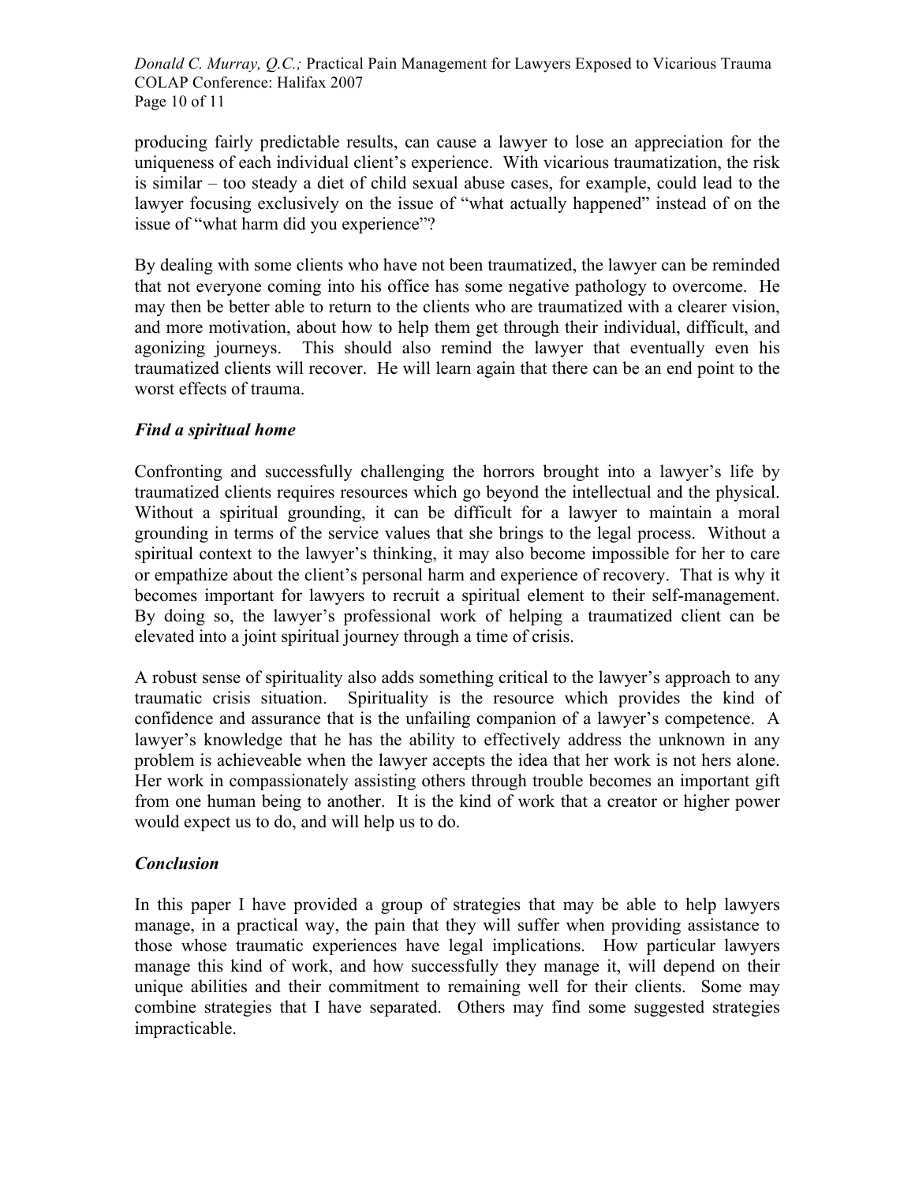producing fairly predictable results, can cause a lawyer to lose an appreciation for the uniqueness of each individual client's experience. With vicarious traumatization, the risk is similar – too steady a diet of child sexual abuse cases, for example, could lead to the lawyer focusing exclusively on the issue of "what actually happened" instead of on the issue of "what harm did you experience"?

By dealing with some clients who have not been traumatized, the lawyer can be reminded that not everyone coming into his office has some negative pathology to overcome. He may then be better able to return to the clients who are traumatized with a clearer vision, and more motivation, about how to help them get through their individual, difficult, and agonizing journeys. This should also remind the lawyer that eventually even his traumatized clients will recover. He will learn again that there can be an end point to the worst effects of trauma.

### *Find a spiritual home*

Confronting and successfully challenging the horrors brought into a lawyer's life by traumatized clients requires resources which go beyond the intellectual and the physical. Without a spiritual grounding, it can be difficult for a lawyer to maintain a moral grounding in terms of the service values that she brings to the legal process. Without a spiritual context to the lawyer's thinking, it may also become impossible for her to care or empathize about the client's personal harm and experience of recovery. That is why it becomes important for lawyers to recruit a spiritual element to their self-management. By doing so, the lawyer's professional work of helping a traumatized client can be elevated into a joint spiritual journey through a time of crisis.

A robust sense of spirituality also adds something critical to the lawyer's approach to any traumatic crisis situation. Spirituality is the resource which provides the kind of confidence and assurance that is the unfailing companion of a lawyer's competence. A lawyer's knowledge that he has the ability to effectively address the unknown in any problem is achieveable when the lawyer accepts the idea that her work is not hers alone. Her work in compassionately assisting others through trouble becomes an important gift from one human being to another. It is the kind of work that a creator or higher power would expect us to do, and will help us to do.

### *Conclusion*

In this paper I have provided a group of strategies that may be able to help lawyers manage, in a practical way, the pain that they will suffer when providing assistance to those whose traumatic experiences have legal implications. How particular lawyers manage this kind of work, and how successfully they manage it, will depend on their unique abilities and their commitment to remaining well for their clients. Some may combine strategies that I have separated. Others may find some suggested strategies impracticable.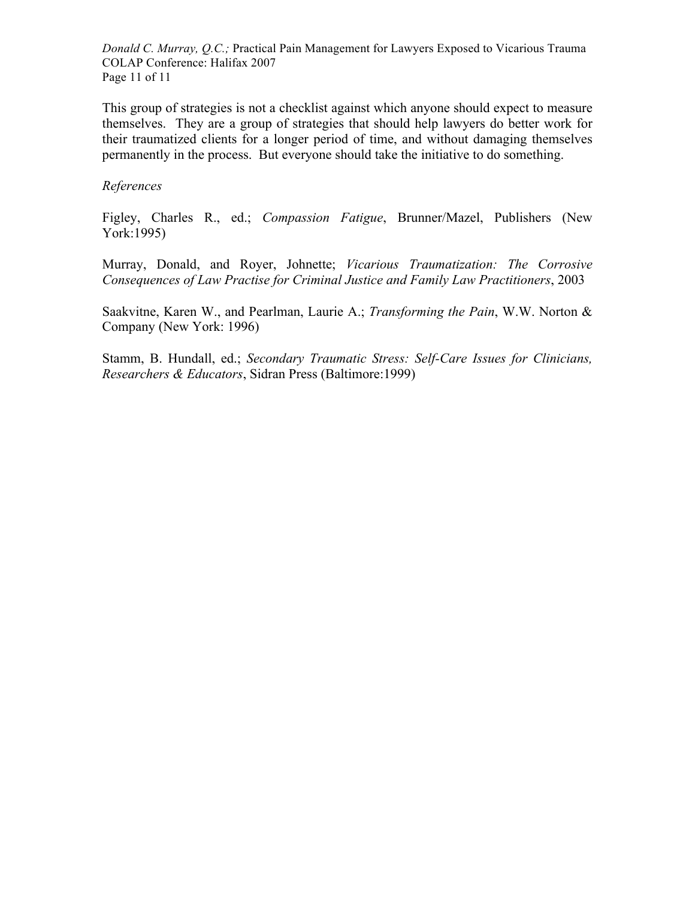This group of strategies is not a checklist against which anyone should expect to measure themselves. They are a group of strategies that should help lawyers do better work for their traumatized clients for a longer period of time, and without damaging themselves permanently in the process. But everyone should take the initiative to do something.

*References*

Figley, Charles R., ed.; *Compassion Fatigue*, Brunner/Mazel, Publishers (New York:1995)

Murray, Donald, and Royer, Johnette; *Vicarious Traumatization: The Corrosive Consequences of Law Practise for Criminal Justice and Family Law Practitioners*, 2003

Saakvitne, Karen W., and Pearlman, Laurie A.; *Transforming the Pain*, W.W. Norton & Company (New York: 1996)

Stamm, B. Hundall, ed.; *Secondary Traumatic Stress: Self-Care Issues for Clinicians, Researchers & Educators*, Sidran Press (Baltimore:1999)